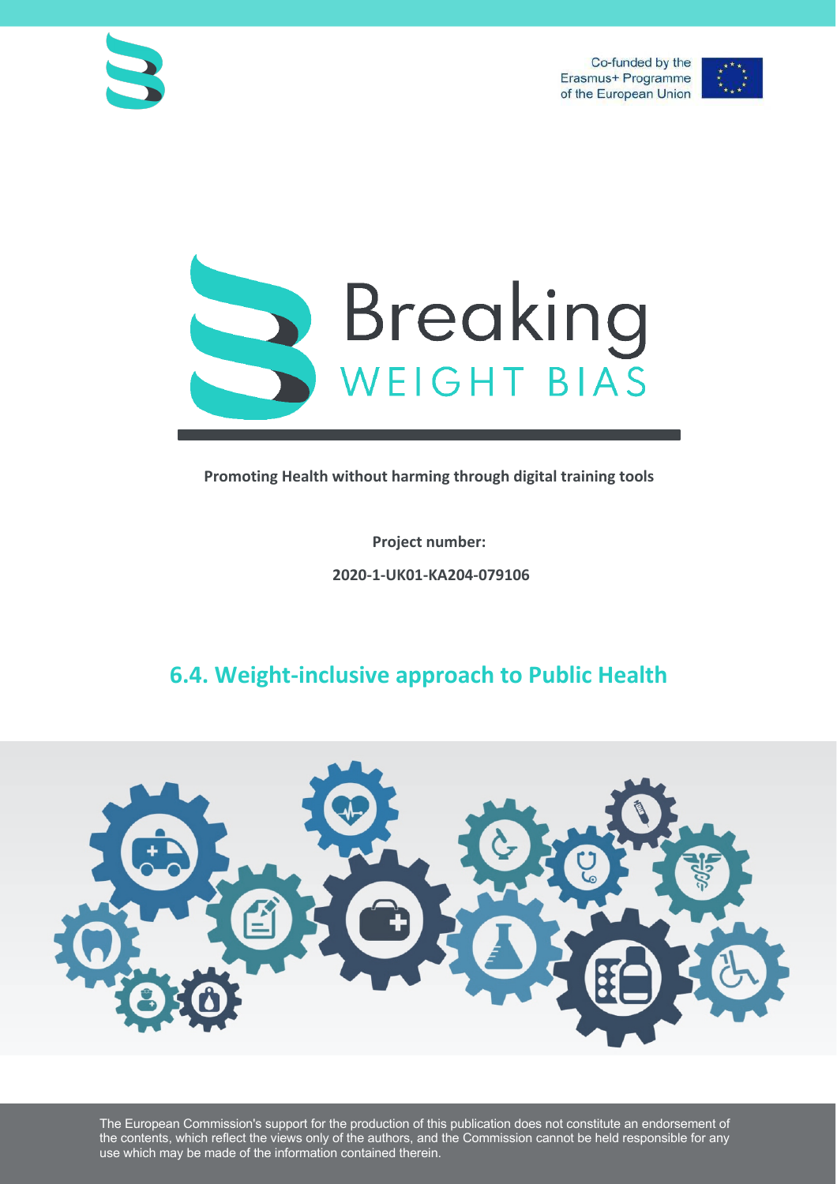Co-funded by the Erasmus+ Programme of the European Union

# Breaking WEIGHT BIAS

**Promoting Health without harming through digital training tools**

**Project number:**

**2020-1-UK01-KA204-079106**

## 6.4. Weight-inclusive approach to Public Health

The European Commission's support for the production of this publication does not constitute an endorsement of the contents, which reflect the views only of the authors, and the Commission cannot be held responsible for any use which may be made of the information contained therein.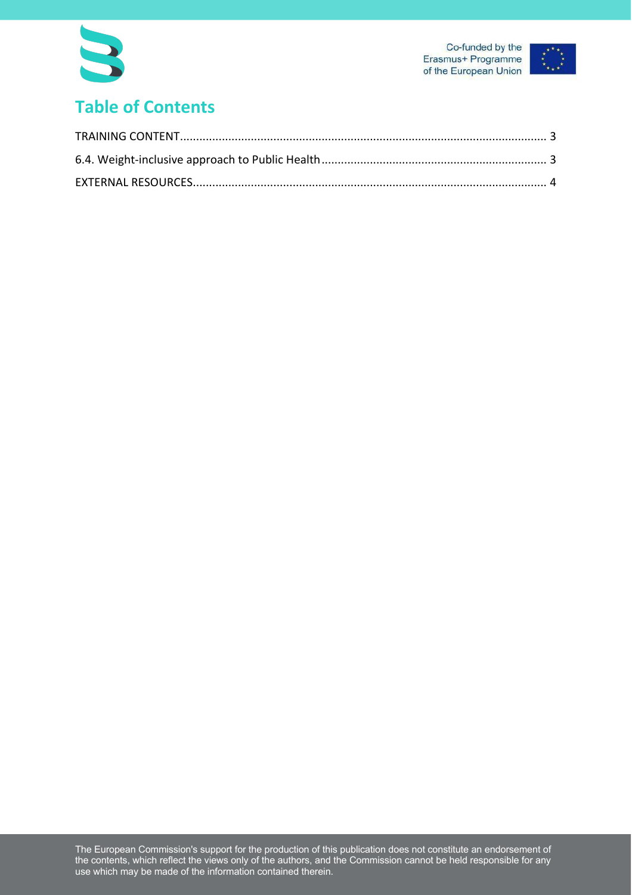# Table of Contents

TRAINING CONTENT .......... 3

6.4. Weight-inclusive approach to Public Health .......... 3

EXTERNAL RESOURCES .......... 4

The European Commission's support for the production of this publication does not constitute an endorsement of the contents, which reflect the views only of the authors, and the Commission cannot be held responsible for any use which may be made of the information contained therein.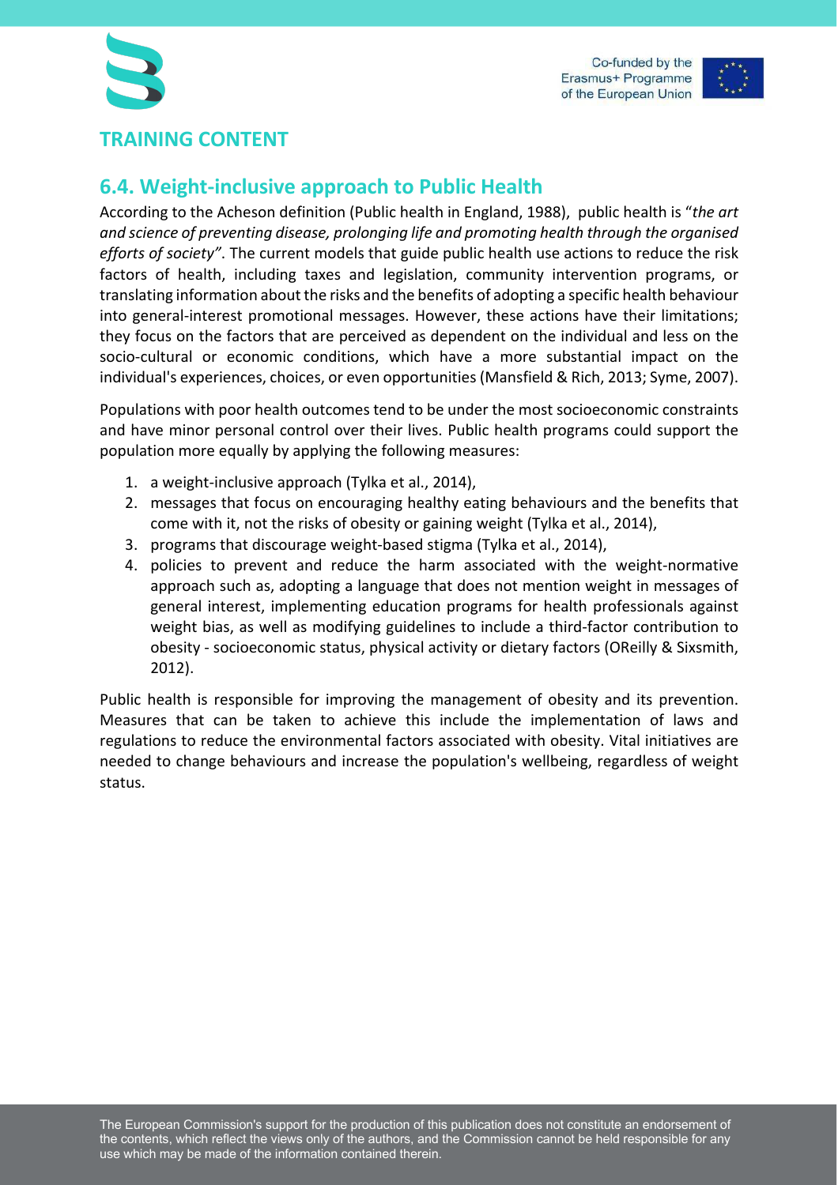## TRAINING CONTENT

### 6.4. Weight-inclusive approach to Public Health

According to the Acheson definition (Public health in England, 1988), public health is "*the art and science of preventing disease, prolonging life and promoting health through the organised efforts of society*". The current models that guide public health use actions to reduce the risk factors of health, including taxes and legislation, community intervention programs, or translating information about the risks and the benefits of adopting a specific health behaviour into general-interest promotional messages. However, these actions have their limitations; they focus on the factors that are perceived as dependent on the individual and less on the socio-cultural or economic conditions, which have a more substantial impact on the individual's experiences, choices, or even opportunities (Mansfield & Rich, 2013; Syme, 2007).

Populations with poor health outcomes tend to be under the most socioeconomic constraints and have minor personal control over their lives. Public health programs could support the population more equally by applying the following measures:

1. a weight-inclusive approach (Tylka et al., 2014),
2. messages that focus on encouraging healthy eating behaviours and the benefits that come with it, not the risks of obesity or gaining weight (Tylka et al., 2014),
3. programs that discourage weight-based stigma (Tylka et al., 2014),
4. policies to prevent and reduce the harm associated with the weight-normative approach such as, adopting a language that does not mention weight in messages of general interest, implementing education programs for health professionals against weight bias, as well as modifying guidelines to include a third-factor contribution to obesity - socioeconomic status, physical activity or dietary factors (OReilly & Sixsmith, 2012).

Public health is responsible for improving the management of obesity and its prevention. Measures that can be taken to achieve this include the implementation of laws and regulations to reduce the environmental factors associated with obesity. Vital initiatives are needed to change behaviours and increase the population's wellbeing, regardless of weight status.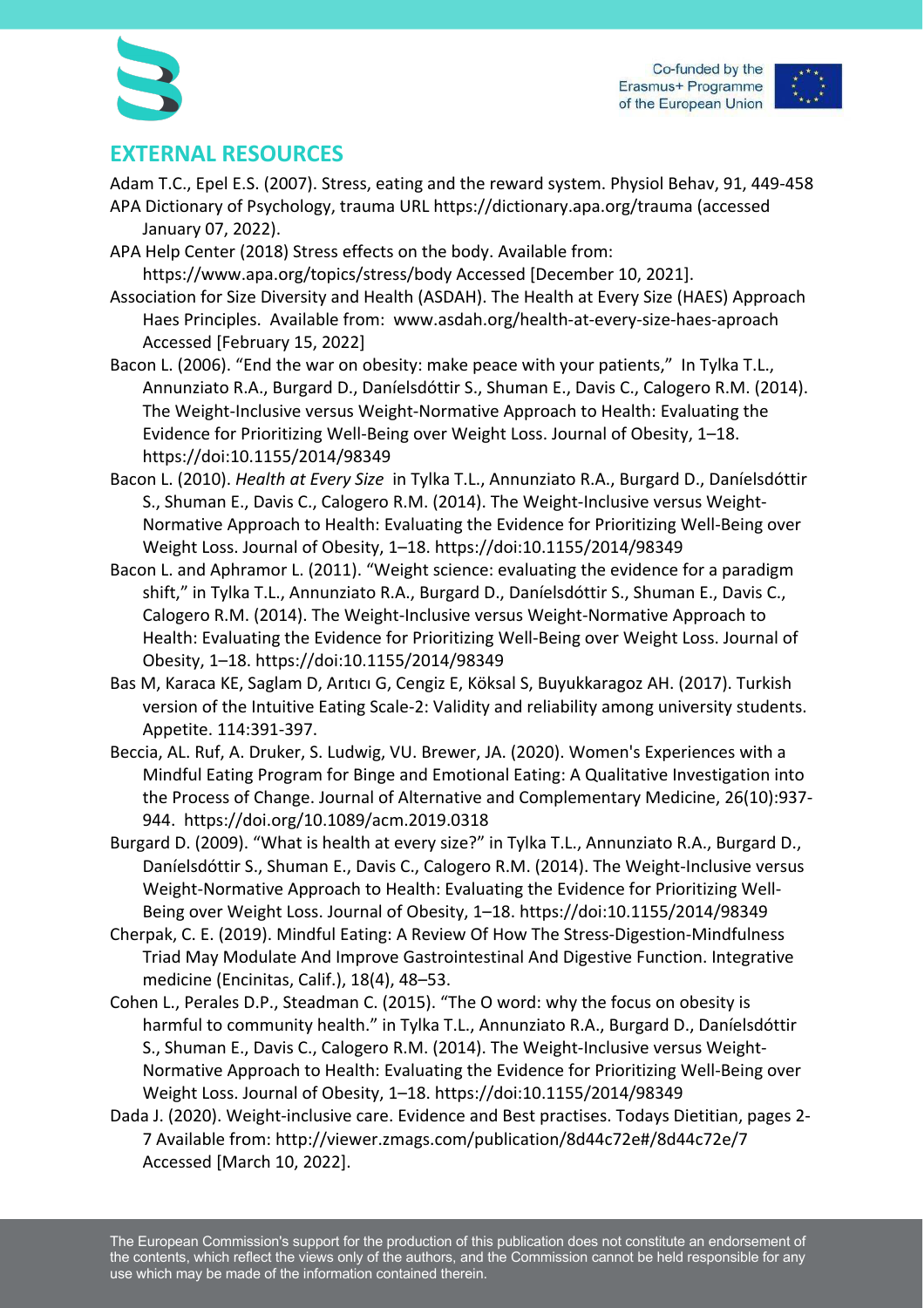## EXTERNAL RESOURCES

Adam T.C., Epel E.S. (2007). Stress, eating and the reward system. Physiol Behav, 91, 449-458

APA Dictionary of Psychology, trauma URL https://dictionary.apa.org/trauma (accessed January 07, 2022).

APA Help Center (2018) Stress effects on the body. Available from: https://www.apa.org/topics/stress/body Accessed [December 10, 2021].

Association for Size Diversity and Health (ASDAH). The Health at Every Size (HAES) Approach Haes Principles. Available from: www.asdah.org/health-at-every-size-haes-aproach Accessed [February 15, 2022]

Bacon L. (2006). "End the war on obesity: make peace with your patients," In Tylka T.L., Annunziato R.A., Burgard D., Daníelsdóttir S., Shuman E., Davis C., Calogero R.M. (2014). The Weight-Inclusive versus Weight-Normative Approach to Health: Evaluating the Evidence for Prioritizing Well-Being over Weight Loss. Journal of Obesity, 1–18. https://doi:10.1155/2014/98349

Bacon L. (2010). *Health at Every Size* in Tylka T.L., Annunziato R.A., Burgard D., Daníelsdóttir S., Shuman E., Davis C., Calogero R.M. (2014). The Weight-Inclusive versus Weight-Normative Approach to Health: Evaluating the Evidence for Prioritizing Well-Being over Weight Loss. Journal of Obesity, 1–18. https://doi:10.1155/2014/98349

Bacon L. and Aphramor L. (2011). "Weight science: evaluating the evidence for a paradigm shift," in Tylka T.L., Annunziato R.A., Burgard D., Daníelsdóttir S., Shuman E., Davis C., Calogero R.M. (2014). The Weight-Inclusive versus Weight-Normative Approach to Health: Evaluating the Evidence for Prioritizing Well-Being over Weight Loss. Journal of Obesity, 1–18. https://doi:10.1155/2014/98349

Bas M, Karaca KE, Saglam D, Arıtıcı G, Cengiz E, Köksal S, Buyukkaragoz AH. (2017). Turkish version of the Intuitive Eating Scale-2: Validity and reliability among university students. Appetite. 114:391-397.

Beccia, AL. Ruf, A. Druker, S. Ludwig, VU. Brewer, JA. (2020). Women's Experiences with a Mindful Eating Program for Binge and Emotional Eating: A Qualitative Investigation into the Process of Change. Journal of Alternative and Complementary Medicine, 26(10):937-944. https://doi.org/10.1089/acm.2019.0318

Burgard D. (2009). "What is health at every size?" in Tylka T.L., Annunziato R.A., Burgard D., Daníelsdóttir S., Shuman E., Davis C., Calogero R.M. (2014). The Weight-Inclusive versus Weight-Normative Approach to Health: Evaluating the Evidence for Prioritizing Well-Being over Weight Loss. Journal of Obesity, 1–18. https://doi:10.1155/2014/98349

Cherpak, C. E. (2019). Mindful Eating: A Review Of How The Stress-Digestion-Mindfulness Triad May Modulate And Improve Gastrointestinal And Digestive Function. Integrative medicine (Encinitas, Calif.), 18(4), 48–53.

Cohen L., Perales D.P., Steadman C. (2015). "The O word: why the focus on obesity is harmful to community health." in Tylka T.L., Annunziato R.A., Burgard D., Daníelsdóttir S., Shuman E., Davis C., Calogero R.M. (2014). The Weight-Inclusive versus Weight-Normative Approach to Health: Evaluating the Evidence for Prioritizing Well-Being over Weight Loss. Journal of Obesity, 1–18. https://doi:10.1155/2014/98349

Dada J. (2020). Weight-inclusive care. Evidence and Best practises. Todays Dietitian, pages 2-7 Available from: http://viewer.zmags.com/publication/8d44c72e#/8d44c72e/7 Accessed [March 10, 2022].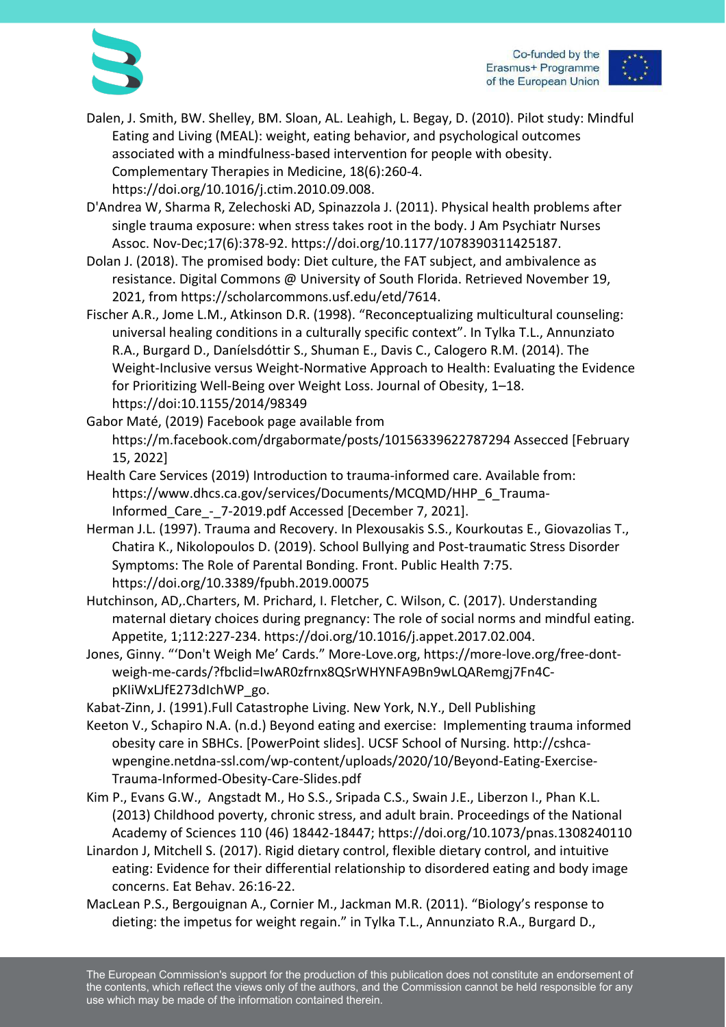Dalen, J. Smith, BW. Shelley, BM. Sloan, AL. Leahigh, L. Begay, D. (2010). Pilot study: Mindful Eating and Living (MEAL): weight, eating behavior, and psychological outcomes associated with a mindfulness-based intervention for people with obesity. Complementary Therapies in Medicine, 18(6):260-4. https://doi.org/10.1016/j.ctim.2010.09.008.

D'Andrea W, Sharma R, Zelechoski AD, Spinazzola J. (2011). Physical health problems after single trauma exposure: when stress takes root in the body. J Am Psychiatr Nurses Assoc. Nov-Dec;17(6):378-92. https://doi.org/10.1177/1078390311425187.

Dolan J. (2018). The promised body: Diet culture, the FAT subject, and ambivalence as resistance. Digital Commons @ University of South Florida. Retrieved November 19, 2021, from https://scholarcommons.usf.edu/etd/7614.

Fischer A.R., Jome L.M., Atkinson D.R. (1998). "Reconceptualizing multicultural counseling: universal healing conditions in a culturally specific context". In Tylka T.L., Annunziato R.A., Burgard D., Daníelsdóttir S., Shuman E., Davis C., Calogero R.M. (2014). The Weight-Inclusive versus Weight-Normative Approach to Health: Evaluating the Evidence for Prioritizing Well-Being over Weight Loss. Journal of Obesity, 1–18. https://doi:10.1155/2014/98349

Gabor Maté, (2019) Facebook page available from https://m.facebook.com/drgabormate/posts/10156339622787294 Assecced [February 15, 2022]

Health Care Services (2019) Introduction to trauma-informed care. Available from: https://www.dhcs.ca.gov/services/Documents/MCQMD/HHP_6_Trauma-Informed_Care_-_7-2019.pdf Accessed [December 7, 2021].

Herman J.L. (1997). Trauma and Recovery. In Plexousakis S.S., Kourkoutas E., Giovazolias T., Chatira K., Nikolopoulos D. (2019). School Bullying and Post-traumatic Stress Disorder Symptoms: The Role of Parental Bonding. Front. Public Health 7:75. https://doi.org/10.3389/fpubh.2019.00075

Hutchinson, AD,.Charters, M. Prichard, I. Fletcher, C. Wilson, C. (2017). Understanding maternal dietary choices during pregnancy: The role of social norms and mindful eating. Appetite, 1;112:227-234. https://doi.org/10.1016/j.appet.2017.02.004.

Jones, Ginny. "'Don't Weigh Me' Cards." More-Love.org, https://more-love.org/free-dont-weigh-me-cards/?fbclid=IwAR0zfrnx8QSrWHYNFA9Bn9wLQARemgj7Fn4C-pKIiWxLJfE273dIchWP_go.

Kabat-Zinn, J. (1991).Full Catastrophe Living. New York, N.Y., Dell Publishing

Keeton V., Schapiro N.A. (n.d.) Beyond eating and exercise: Implementing trauma informed obesity care in SBHCs. [PowerPoint slides]. UCSF School of Nursing. http://cshca-wpengine.netdna-ssl.com/wp-content/uploads/2020/10/Beyond-Eating-Exercise-Trauma-Informed-Obesity-Care-Slides.pdf

Kim P., Evans G.W., Angstadt M., Ho S.S., Sripada C.S., Swain J.E., Liberzon I., Phan K.L. (2013) Childhood poverty, chronic stress, and adult brain. Proceedings of the National Academy of Sciences 110 (46) 18442-18447; https://doi.org/10.1073/pnas.1308240110

Linardon J, Mitchell S. (2017). Rigid dietary control, flexible dietary control, and intuitive eating: Evidence for their differential relationship to disordered eating and body image concerns. Eat Behav. 26:16-22.

MacLean P.S., Bergouignan A., Cornier M., Jackman M.R. (2011). "Biology's response to dieting: the impetus for weight regain." in Tylka T.L., Annunziato R.A., Burgard D.,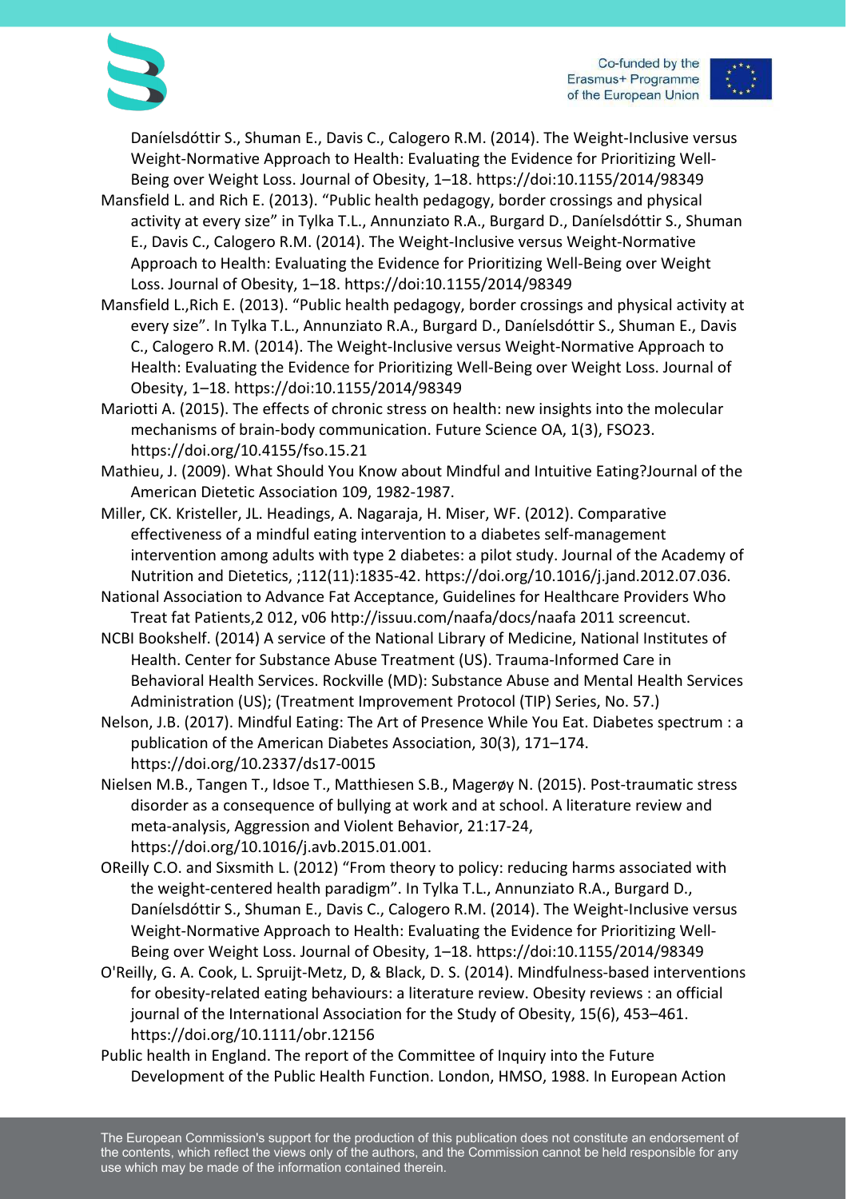Daníelsdóttir S., Shuman E., Davis C., Calogero R.M. (2014). The Weight-Inclusive versus Weight-Normative Approach to Health: Evaluating the Evidence for Prioritizing Well-Being over Weight Loss. Journal of Obesity, 1–18. https://doi:10.1155/2014/98349

Mansfield L. and Rich E. (2013). "Public health pedagogy, border crossings and physical activity at every size" in Tylka T.L., Annunziato R.A., Burgard D., Daníelsdóttir S., Shuman E., Davis C., Calogero R.M. (2014). The Weight-Inclusive versus Weight-Normative Approach to Health: Evaluating the Evidence for Prioritizing Well-Being over Weight Loss. Journal of Obesity, 1–18. https://doi:10.1155/2014/98349

Mansfield L.,Rich E. (2013). "Public health pedagogy, border crossings and physical activity at every size". In Tylka T.L., Annunziato R.A., Burgard D., Daníelsdóttir S., Shuman E., Davis C., Calogero R.M. (2014). The Weight-Inclusive versus Weight-Normative Approach to Health: Evaluating the Evidence for Prioritizing Well-Being over Weight Loss. Journal of Obesity, 1–18. https://doi:10.1155/2014/98349

Mariotti A. (2015). The effects of chronic stress on health: new insights into the molecular mechanisms of brain-body communication. Future Science OA, 1(3), FSO23. https://doi.org/10.4155/fso.15.21

Mathieu, J. (2009). What Should You Know about Mindful and Intuitive Eating?Journal of the American Dietetic Association 109, 1982-1987.

Miller, CK. Kristeller, JL. Headings, A. Nagaraja, H. Miser, WF. (2012). Comparative effectiveness of a mindful eating intervention to a diabetes self-management intervention among adults with type 2 diabetes: a pilot study. Journal of the Academy of Nutrition and Dietetics, ;112(11):1835-42. https://doi.org/10.1016/j.jand.2012.07.036.

National Association to Advance Fat Acceptance, Guidelines for Healthcare Providers Who Treat fat Patients,2 012, v06 http://issuu.com/naafa/docs/naafa 2011 screencut.

NCBI Bookshelf. (2014) A service of the National Library of Medicine, National Institutes of Health. Center for Substance Abuse Treatment (US). Trauma-Informed Care in Behavioral Health Services. Rockville (MD): Substance Abuse and Mental Health Services Administration (US); (Treatment Improvement Protocol (TIP) Series, No. 57.)

Nelson, J.B. (2017). Mindful Eating: The Art of Presence While You Eat. Diabetes spectrum : a publication of the American Diabetes Association, 30(3), 171–174. https://doi.org/10.2337/ds17-0015

Nielsen M.B., Tangen T., Idsoe T., Matthiesen S.B., Magerøy N. (2015). Post-traumatic stress disorder as a consequence of bullying at work and at school. A literature review and meta-analysis, Aggression and Violent Behavior, 21:17-24, https://doi.org/10.1016/j.avb.2015.01.001.

OReilly C.O. and Sixsmith L. (2012) "From theory to policy: reducing harms associated with the weight-centered health paradigm". In Tylka T.L., Annunziato R.A., Burgard D., Daníelsdóttir S., Shuman E., Davis C., Calogero R.M. (2014). The Weight-Inclusive versus Weight-Normative Approach to Health: Evaluating the Evidence for Prioritizing Well-Being over Weight Loss. Journal of Obesity, 1–18. https://doi:10.1155/2014/98349

O'Reilly, G. A. Cook, L. Spruijt-Metz, D, & Black, D. S. (2014). Mindfulness-based interventions for obesity-related eating behaviours: a literature review. Obesity reviews : an official journal of the International Association for the Study of Obesity, 15(6), 453–461. https://doi.org/10.1111/obr.12156

Public health in England. The report of the Committee of Inquiry into the Future Development of the Public Health Function. London, HMSO, 1988. In European Action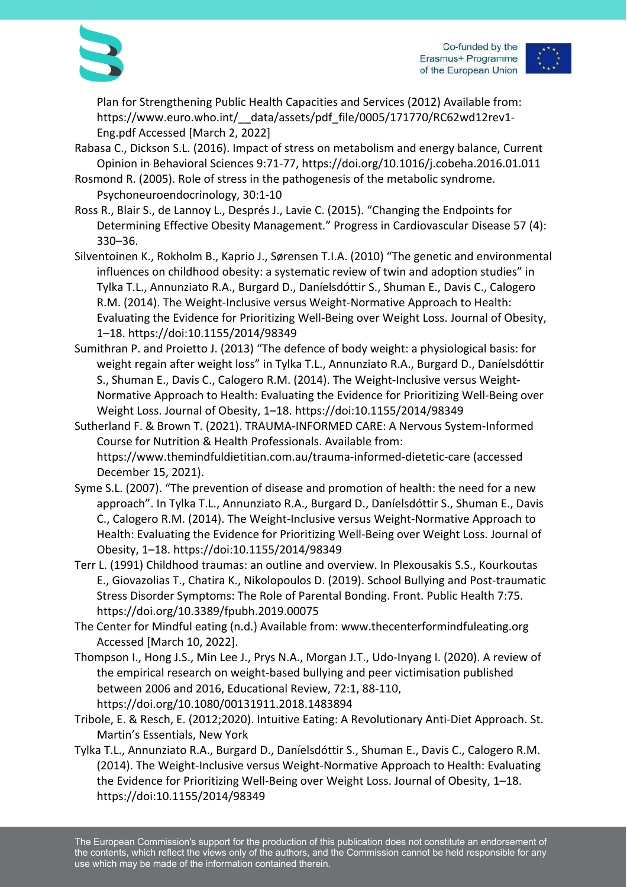Plan for Strengthening Public Health Capacities and Services (2012) Available from: https://www.euro.who.int/__data/assets/pdf_file/0005/171770/RC62wd12rev1-Eng.pdf Accessed [March 2, 2022]

Rabasa C., Dickson S.L. (2016). Impact of stress on metabolism and energy balance, Current Opinion in Behavioral Sciences 9:71-77, https://doi.org/10.1016/j.cobeha.2016.01.011

Rosmond R. (2005). Role of stress in the pathogenesis of the metabolic syndrome. Psychoneuroendocrinology, 30:1-10

Ross R., Blair S., de Lannoy L., Després J., Lavie C. (2015). "Changing the Endpoints for Determining Effective Obesity Management." Progress in Cardiovascular Disease 57 (4): 330–36.

Silventoinen K., Rokholm B., Kaprio J., Sørensen T.I.A. (2010) "The genetic and environmental influences on childhood obesity: a systematic review of twin and adoption studies" in Tylka T.L., Annunziato R.A., Burgard D., Daníelsdóttir S., Shuman E., Davis C., Calogero R.M. (2014). The Weight-Inclusive versus Weight-Normative Approach to Health: Evaluating the Evidence for Prioritizing Well-Being over Weight Loss. Journal of Obesity, 1–18. https://doi:10.1155/2014/98349

Sumithran P. and Proietto J. (2013) "The defence of body weight: a physiological basis: for weight regain after weight loss" in Tylka T.L., Annunziato R.A., Burgard D., Daníelsdóttir S., Shuman E., Davis C., Calogero R.M. (2014). The Weight-Inclusive versus Weight-Normative Approach to Health: Evaluating the Evidence for Prioritizing Well-Being over Weight Loss. Journal of Obesity, 1–18. https://doi:10.1155/2014/98349

Sutherland F. & Brown T. (2021). TRAUMA-INFORMED CARE: A Nervous System-Informed Course for Nutrition & Health Professionals. Available from: https://www.themindfuldietitian.com.au/trauma-informed-dietetic-care (accessed December 15, 2021).

Syme S.L. (2007). "The prevention of disease and promotion of health: the need for a new approach". In Tylka T.L., Annunziato R.A., Burgard D., Daníelsdóttir S., Shuman E., Davis C., Calogero R.M. (2014). The Weight-Inclusive versus Weight-Normative Approach to Health: Evaluating the Evidence for Prioritizing Well-Being over Weight Loss. Journal of Obesity, 1–18. https://doi:10.1155/2014/98349

Terr L. (1991) Childhood traumas: an outline and overview. In Plexousakis S.S., Kourkoutas E., Giovazolias T., Chatira K., Nikolopoulos D. (2019). School Bullying and Post-traumatic Stress Disorder Symptoms: The Role of Parental Bonding. Front. Public Health 7:75. https://doi.org/10.3389/fpubh.2019.00075

The Center for Mindful eating (n.d.) Available from: www.thecenterformindfuleating.org Accessed [March 10, 2022].

Thompson I., Hong J.S., Min Lee J., Prys N.A., Morgan J.T., Udo-Inyang I. (2020). A review of the empirical research on weight-based bullying and peer victimisation published between 2006 and 2016, Educational Review, 72:1, 88-110, https://doi.org/10.1080/00131911.2018.1483894

Tribole, E. & Resch, E. (2012;2020). Intuitive Eating: A Revolutionary Anti-Diet Approach. St. Martin's Essentials, New York

Tylka T.L., Annunziato R.A., Burgard D., Daníelsdóttir S., Shuman E., Davis C., Calogero R.M. (2014). The Weight-Inclusive versus Weight-Normative Approach to Health: Evaluating the Evidence for Prioritizing Well-Being over Weight Loss. Journal of Obesity, 1–18. https://doi:10.1155/2014/98349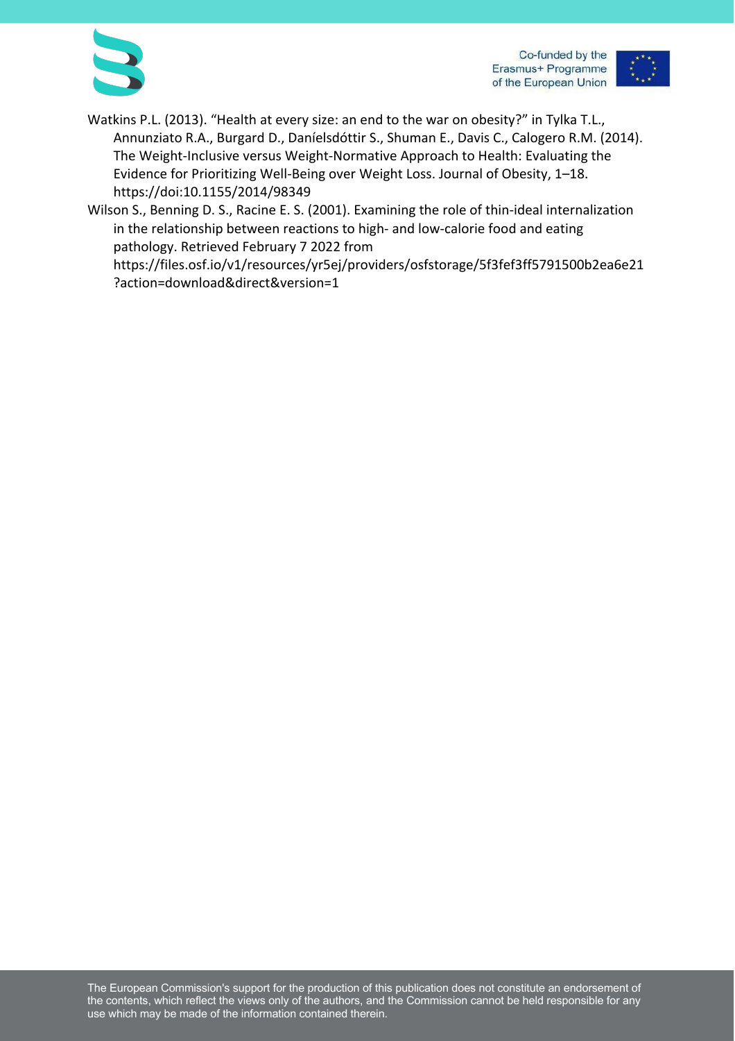Watkins P.L. (2013). "Health at every size: an end to the war on obesity?" in Tylka T.L., Annunziato R.A., Burgard D., Daníelsdóttir S., Shuman E., Davis C., Calogero R.M. (2014). The Weight-Inclusive versus Weight-Normative Approach to Health: Evaluating the Evidence for Prioritizing Well-Being over Weight Loss. Journal of Obesity, 1–18. https://doi:10.1155/2014/98349

Wilson S., Benning D. S., Racine E. S. (2001). Examining the role of thin-ideal internalization in the relationship between reactions to high- and low-calorie food and eating pathology. Retrieved February 7 2022 from https://files.osf.io/v1/resources/yr5ej/providers/osfstorage/5f3fef3ff5791500b2ea6e21?action=download&direct&version=1